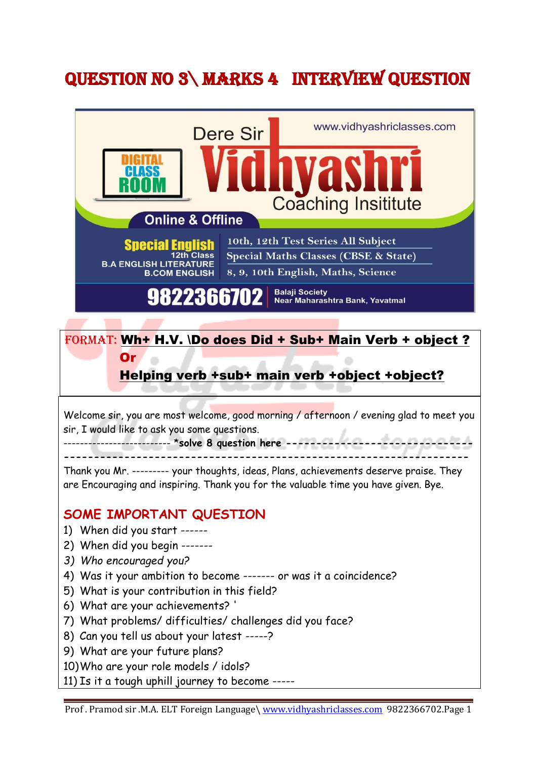# QUESTION NO 3\ MARKS 4 INTERVIEW QUESTION

Dere Sir

www.vidhyashriclasses.com

DIGITAL CLASS ROOM

**Vidhyashri** Coaching Insititute

Online & Offline

**Special English**
12th Class
B.A ENGLISH LITERATURE
B.COM ENGLISH

10th, 12th Test Series All Subject
Special Maths Classes (CBSE & State)
8, 9, 10th English, Maths, Science

**9822366702** Balaji Society Near Maharashtra Bank, Yavatmal

FORMAT: **Wh+ H.V. \Do does Did + Sub+ Main Verb + object ?**

**Or**

**Helping verb +sub+ main verb +object +object?**

Welcome sir, you are most welcome, good morning / afternoon / evening glad to meet you sir, I would like to ask you some questions.

------------------------- *solve 8 question here ---------------------------

-----------------------------------------------------------------------------

Thank you Mr. --------- your thoughts, ideas, Plans, achievements deserve praise. They are Encouraging and inspiring. Thank you for the valuable time you have given. Bye.

## SOME IMPORTANT QUESTION

1) When did you start ------
2) When did you begin -------
3) *Who encouraged you?*
4) Was it your ambition to become ------- or was it a coincidence?
5) What is your contribution in this field?
6) What are your achievements? '
7) What problems/ difficulties/ challenges did you face?
8) Can you tell us about your latest -----?
9) What are your future plans?
10) Who are your role models / idols?
11) Is it a tough uphill journey to become -----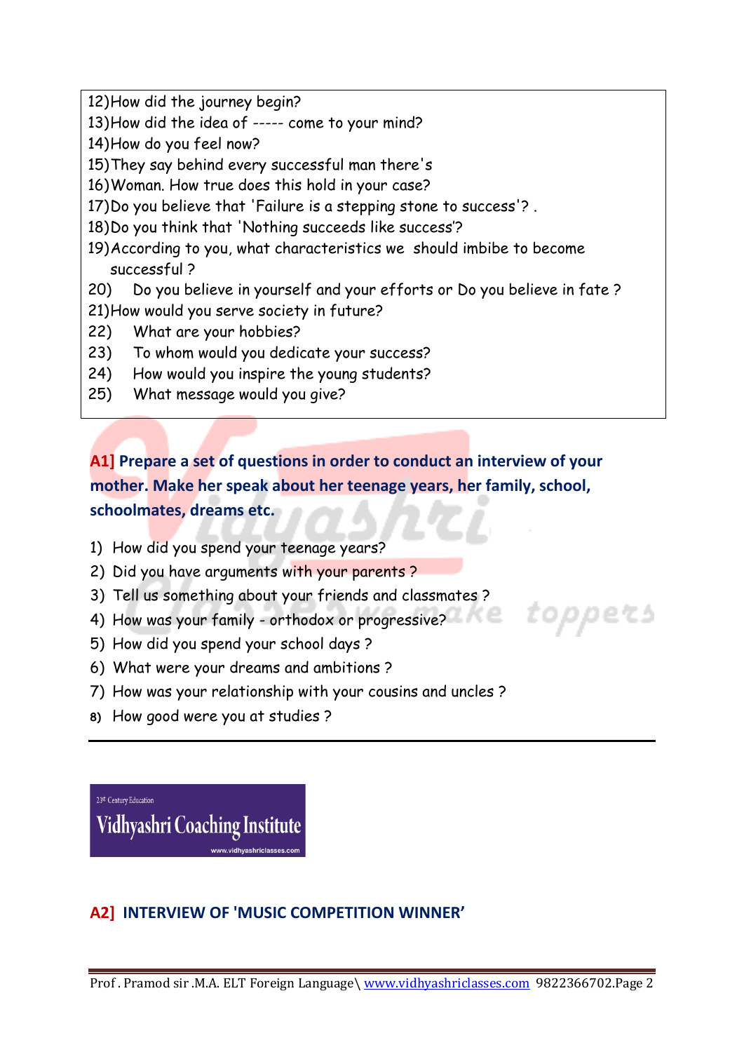12) How did the journey begin?
13) How did the idea of ----- come to your mind?
14) How do you feel now?
15) They say behind every successful man there's
16) Woman. How true does this hold in your case?
17) Do you believe that 'Failure is a stepping stone to success'? .
18) Do you think that 'Nothing succeeds like success'?
19) According to you, what characteristics we should imbibe to become successful ?
20) Do you believe in yourself and your efforts or Do you believe in fate ?
21) How would you serve society in future?
22) What are your hobbies?
23) To whom would you dedicate your success?
24) How would you inspire the young students?
25) What message would you give?

**A1] Prepare a set of questions in order to conduct an interview of your mother. Make her speak about her teenage years, her family, school, schoolmates, dreams etc.**

1) How did you spend your teenage years?
2) Did you have arguments with your parents ?
3) Tell us something about your friends and classmates ?
4) How was your family - orthodox or progressive?
5) How did you spend your school days ?
6) What were your dreams and ambitions ?
7) How was your relationship with your cousins and uncles ?
8) How good were you at studies ?

---

21st Century Education
Vidhyashri Coaching Institute
www.vidhyashriclasses.com

**A2] INTERVIEW OF 'MUSIC COMPETITION WINNER'**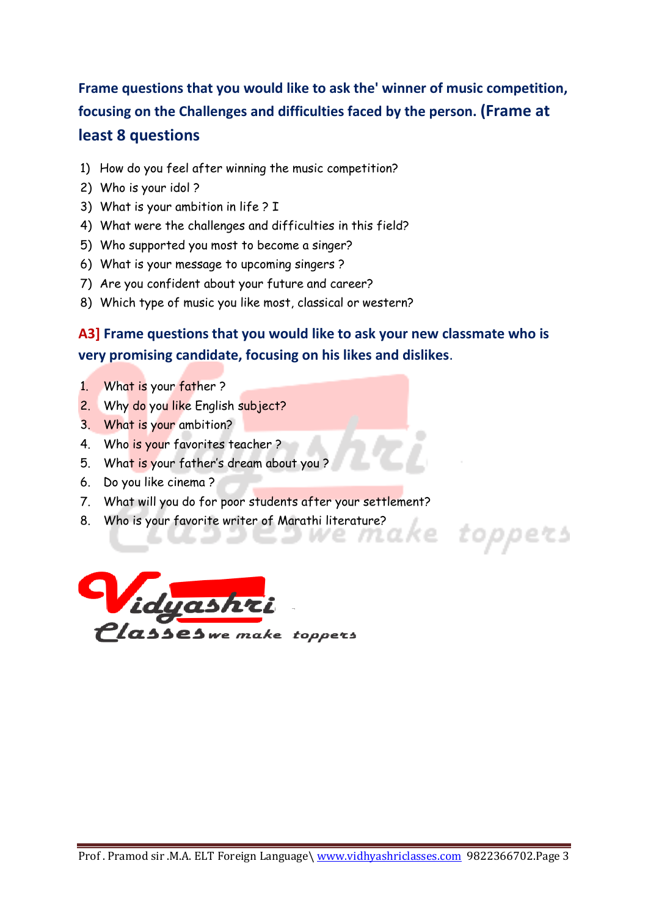**Frame questions that you would like to ask the' winner of music competition, focusing on the Challenges and difficulties faced by the person. (Frame at least 8 questions**

1) How do you feel after winning the music competition?
2) Who is your idol ?
3) What is your ambition in life ? I
4) What were the challenges and difficulties in this field?
5) Who supported you most to become a singer?
6) What is your message to upcoming singers ?
7) Are you confident about your future and career?
8) Which type of music you like most, classical or western?

**A3] Frame questions that you would like to ask your new classmate who is very promising candidate, focusing on his likes and dislikes**.

1. What is your father ?
2. Why do you like English subject?
3. What is your ambition?
4. Who is your favorites teacher ?
5. What is your father's dream about you ?
6. Do you like cinema ?
7. What will you do for poor students after your settlement?
8. Who is your favorite writer of Marathi literature?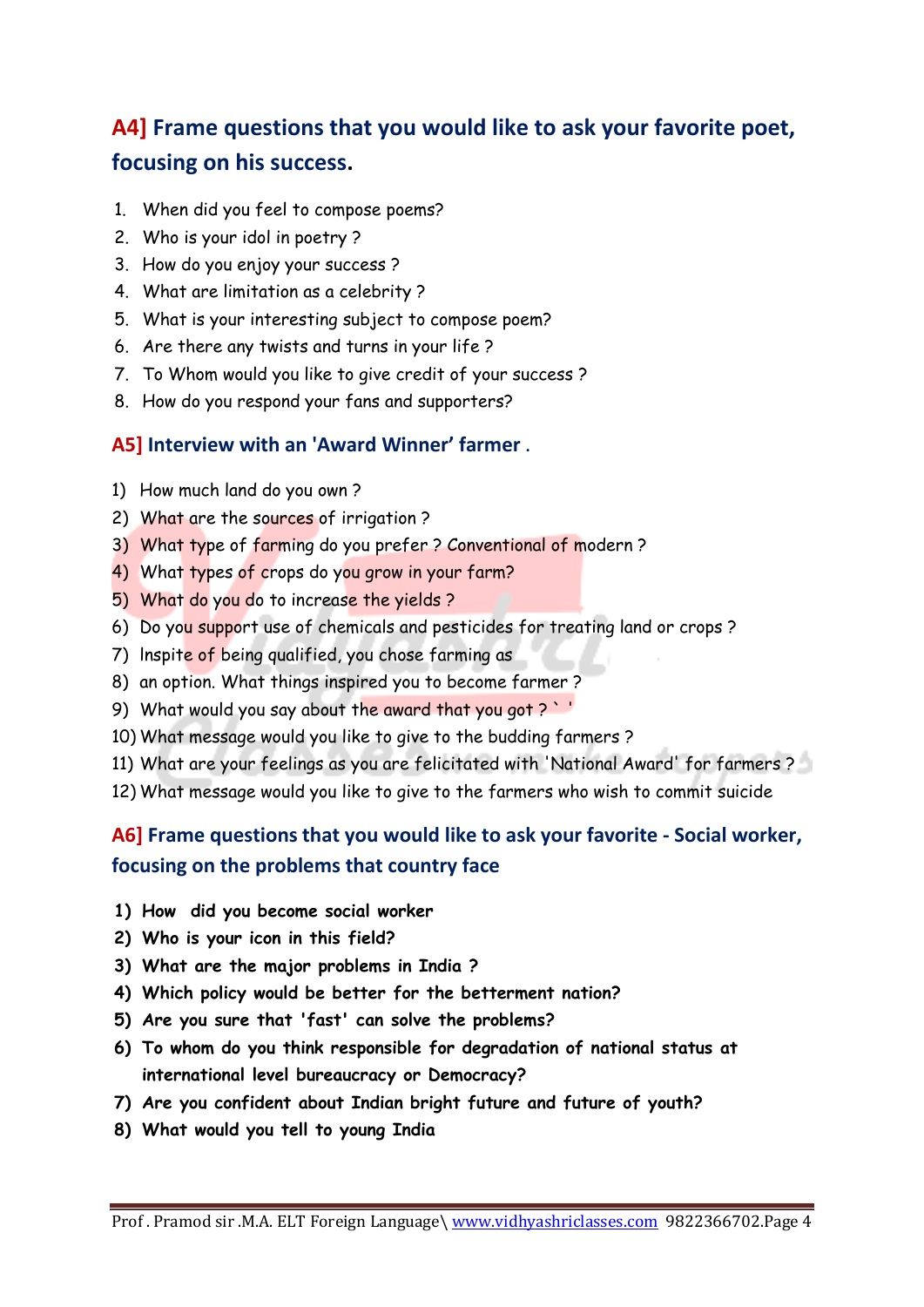## A4] Frame questions that you would like to ask your favorite poet, focusing on his success.

1. When did you feel to compose poems?
2. Who is your idol in poetry ?
3. How do you enjoy your success ?
4. What are limitation as a celebrity ?
5. What is your interesting subject to compose poem?
6. Are there any twists and turns in your life ?
7. To Whom would you like to give credit of your success ?
8. How do you respond your fans and supporters?

### A5] Interview with an 'Award Winner' farmer .

1) How much land do you own ?
2) What are the sources of irrigation ?
3) What type of farming do you prefer ? Conventional of modern ?
4) What types of crops do you grow in your farm?
5) What do you do to increase the yields ?
6) Do you support use of chemicals and pesticides for treating land or crops ?
7) Inspite of being qualified, you chose farming as
8) an option. What things inspired you to become farmer ?
9) What would you say about the award that you got ?
10) What message would you like to give to the budding farmers ?
11) What are your feelings as you are felicitated with 'National Award' for farmers ?
12) What message would you like to give to the farmers who wish to commit suicide

### A6] Frame questions that you would like to ask your favorite - Social worker, focusing on the problems that country face

1) **How did you become social worker**
2) **Who is your icon in this field?**
3) **What are the major problems in India ?**
4) **Which policy would be better for the betterment nation?**
5) **Are you sure that 'fast' can solve the problems?**
6) **To whom do you think responsible for degradation of national status at international level bureaucracy or Democracy?**
7) **Are you confident about Indian bright future and future of youth?**
8) **What would you tell to young India**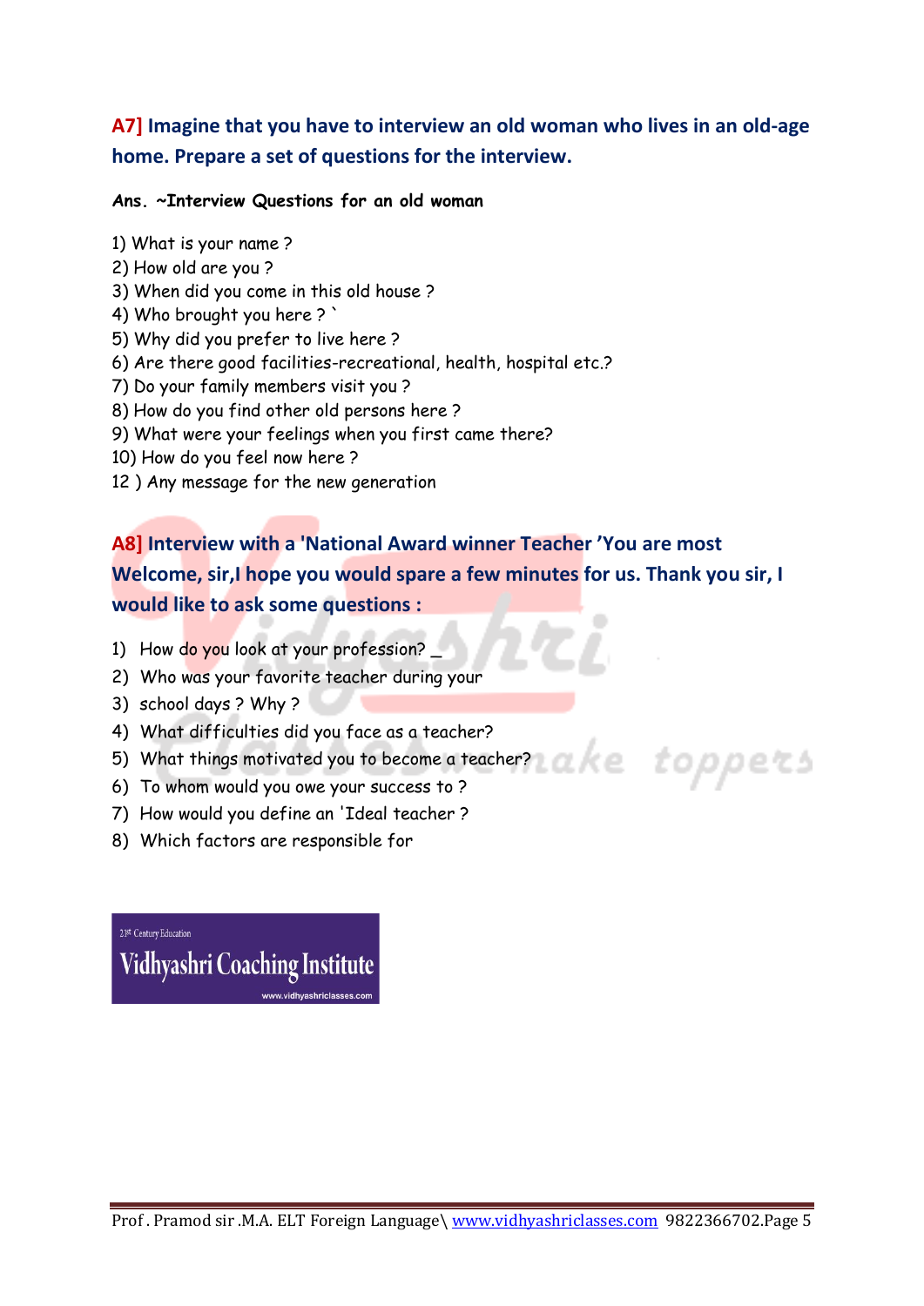## A7] Imagine that you have to interview an old woman who lives in an old-age home. Prepare a set of questions for the interview.

**Ans. ~Interview Questions for an old woman**

1) What is your name ?
2) How old are you ?
3) When did you come in this old house ?
4) Who brought you here ? `
5) Why did you prefer to live here ?
6) Are there good facilities-recreational, health, hospital etc.?
7) Do your family members visit you ?
8) How do you find other old persons here ?
9) What were your feelings when you first came there?
10) How do you feel now here ?
12 ) Any message for the new generation

## A8] Interview with a 'National Award winner Teacher 'You are most Welcome, sir,I hope you would spare a few minutes for us. Thank you sir, I would like to ask some questions :

1) How do you look at your profession? _
2) Who was your favorite teacher during your
3) school days ? Why ?
4) What difficulties did you face as a teacher?
5) What things motivated you to become a teacher?
6) To whom would you owe your success to ?
7) How would you define an 'Ideal teacher ?
8) Which factors are responsible for

21st Century Education
Vidhyashri Coaching Institute
www.vidhyashriclasses.com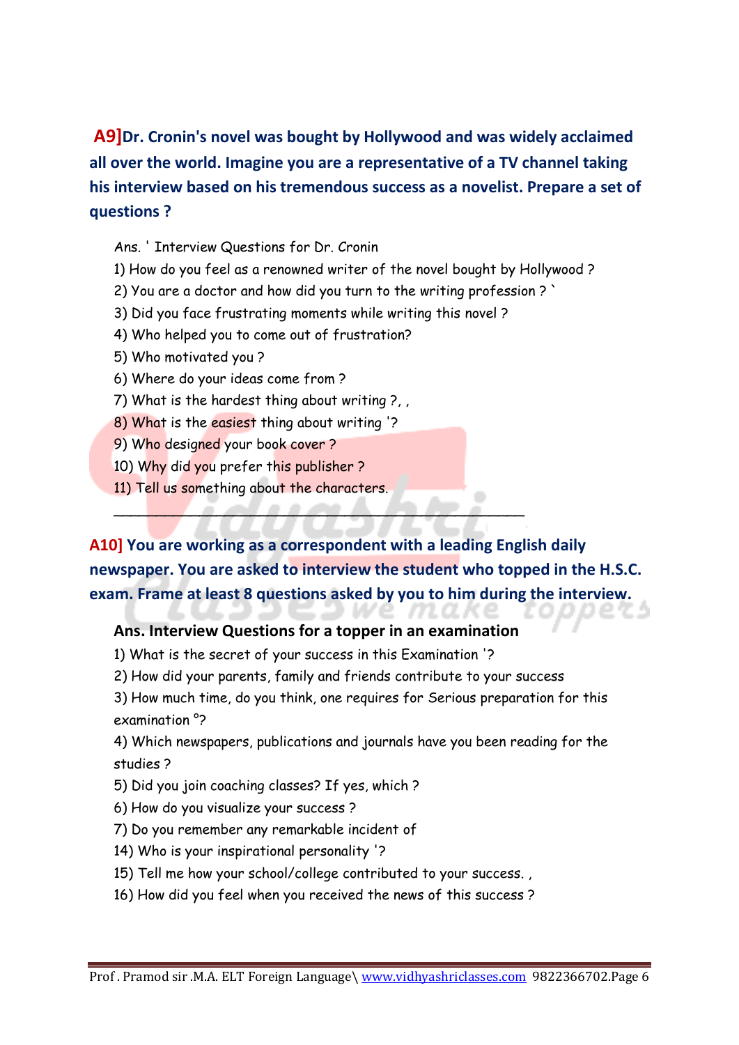**A9]Dr. Cronin's novel was bought by Hollywood and was widely acclaimed all over the world. Imagine you are a representative of a TV channel taking his interview based on his tremendous success as a novelist. Prepare a set of questions ?**

Ans. ' Interview Questions for Dr. Cronin

1) How do you feel as a renowned writer of the novel bought by Hollywood ?
2) You are a doctor and how did you turn to the writing profession ? `
3) Did you face frustrating moments while writing this novel ?
4) Who helped you to come out of frustration?
5) Who motivated you ?
6) Where do your ideas come from ?
7) What is the hardest thing about writing ?, ,
8) What is the easiest thing about writing '?
9) Who designed your book cover ?
10) Why did you prefer this publisher ?
11) Tell us something about the characters.

---

**A10] You are working as a correspondent with a leading English daily newspaper. You are asked to interview the student who topped in the H.S.C. exam. Frame at least 8 questions asked by you to him during the interview.**

**Ans. Interview Questions for a topper in an examination**

1) What is the secret of your success in this Examination '?
2) How did your parents, family and friends contribute to your success
3) How much time, do you think, one requires for Serious preparation for this examination °?
4) Which newspapers, publications and journals have you been reading for the studies ?
5) Did you join coaching classes? If yes, which ?
6) How do you visualize your success ?
7) Do you remember any remarkable incident of

14) Who is your inspirational personality '?
15) Tell me how your school/college contributed to your success. ,
16) How did you feel when you received the news of this success ?